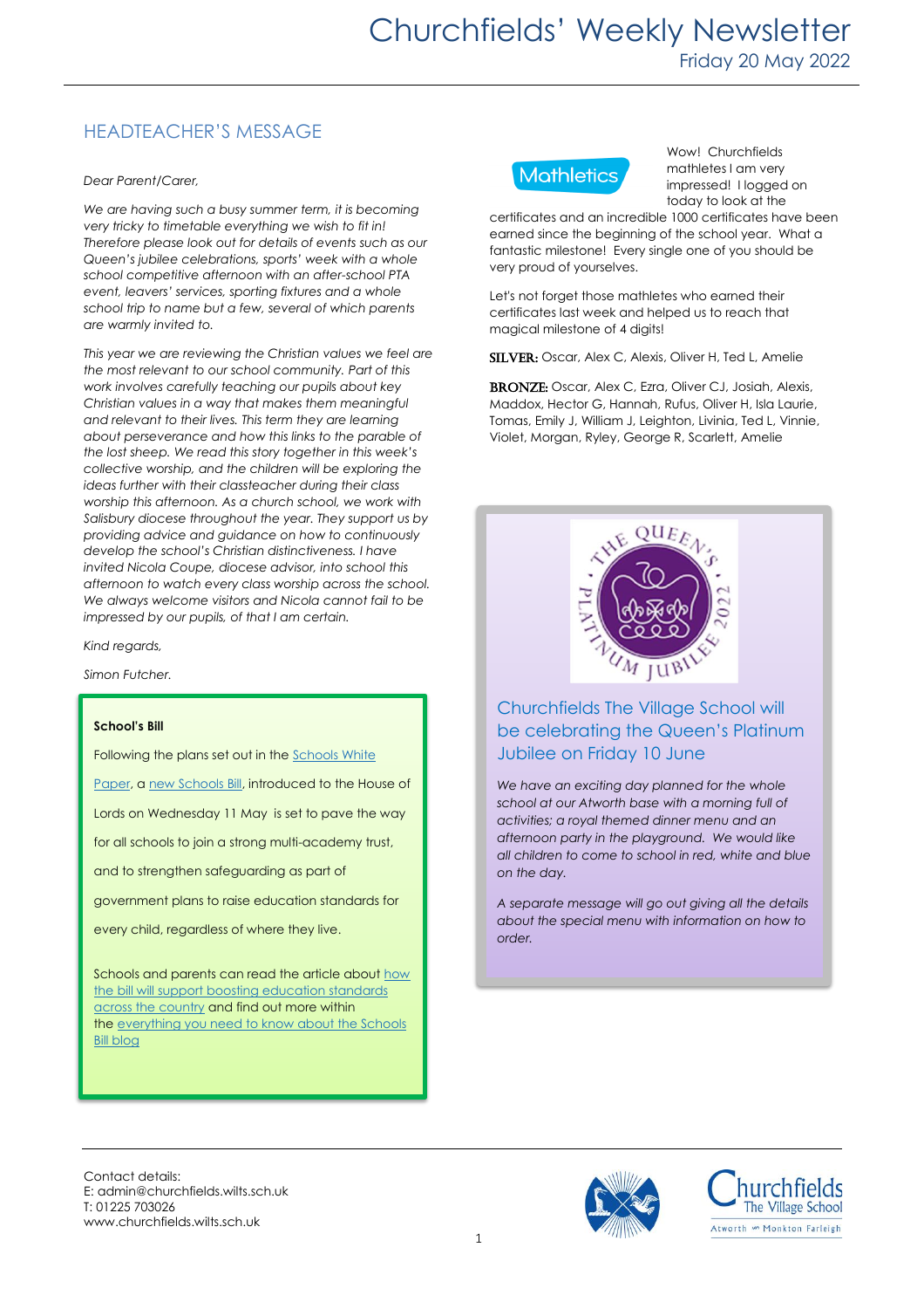# Churchfields' Weekly Newsletter

Friday 20 May 2022

## HEADTEACHER'S MESSAGE

*Dear Parent/Carer,*

*We are having such a busy summer term, it is becoming very tricky to timetable everything we wish to fit in! Therefore please look out for details of events such as our Queen's jubilee celebrations, sports' week with a whole school competitive afternoon with an after-school PTA event, leavers' services, sporting fixtures and a whole school trip to name but a few, several of which parents are warmly invited to.*

*This year we are reviewing the Christian values we feel are the most relevant to our school community. Part of this work involves carefully teaching our pupils about key Christian values in a way that makes them meaningful and relevant to their lives. This term they are learning about perseverance and how this links to the parable of the lost sheep. We read this story together in this week's collective worship, and the children will be exploring the ideas further with their classteacher during their class worship this afternoon. As a church school, we work with Salisbury diocese throughout the year. They support us by providing advice and guidance on how to continuously develop the school's Christian distinctiveness. I have invited Nicola Coupe, diocese advisor, into school this afternoon to watch every class worship across the school. We always welcome visitors and Nicola cannot fail to be impressed by our pupils, of that I am certain.*

*Kind regards,*

*Simon Futcher.*

**School's Bill**

Following the plans set out in the Schools White Paper, a new Schools Bill, introduced to the House of Lords on Wednesday 11 May is set to pave the way for all schools to join a strong multi-academy trust, and to strengthen safeguarding as part of government plans to raise education standards for every child, regardless of where they live.

Schools and parents can read the article about how the bill will support boosting education standards across the country and find out more within the everything you need to know about the Schools Bill blog

Mathletics

Wow! Churchfields mathletes I am very impressed! I logged on today to look at the certificates and an incredible 1000 certificates have been earned since the beginning of the school year. What a fantastic milestone! Every single one of you should be very proud of yourselves.

Let's not forget those mathletes who earned their certificates last week and helped us to reach that magical milestone of 4 digits!

**SILVER:** Oscar, Alex C, Alexis, Oliver H, Ted L, Amelie

**BRONZE:** Oscar, Alex C, Ezra, Oliver CJ, Josiah, Alexis, Maddox, Hector G, Hannah, Rufus, Oliver H, Isla Laurie, Tomas, Emily J, William J, Leighton, Livinia, Ted L, Vinnie, Violet, Morgan, Ryley, George R, Scarlett, Amelie

THE QUEEN'S PLATINUM JUBILEE 2022

## Churchfields The Village School will be celebrating the Queen's Platinum Jubilee on Friday 10 June

*We have an exciting day planned for the whole school at our Atworth base with a morning full of activities; a royal themed dinner menu and an afternoon party in the playground. We would like all children to come to school in red, white and blue on the day.*

*A separate message will go out giving all the details about the special menu with information on how to order.*

Contact details:
E: admin@churchfields.wilts.sch.uk
T: 01225 703026
www.churchfields.wilts.sch.uk

Churchfields The Village School
Atworth — Monkton Farleigh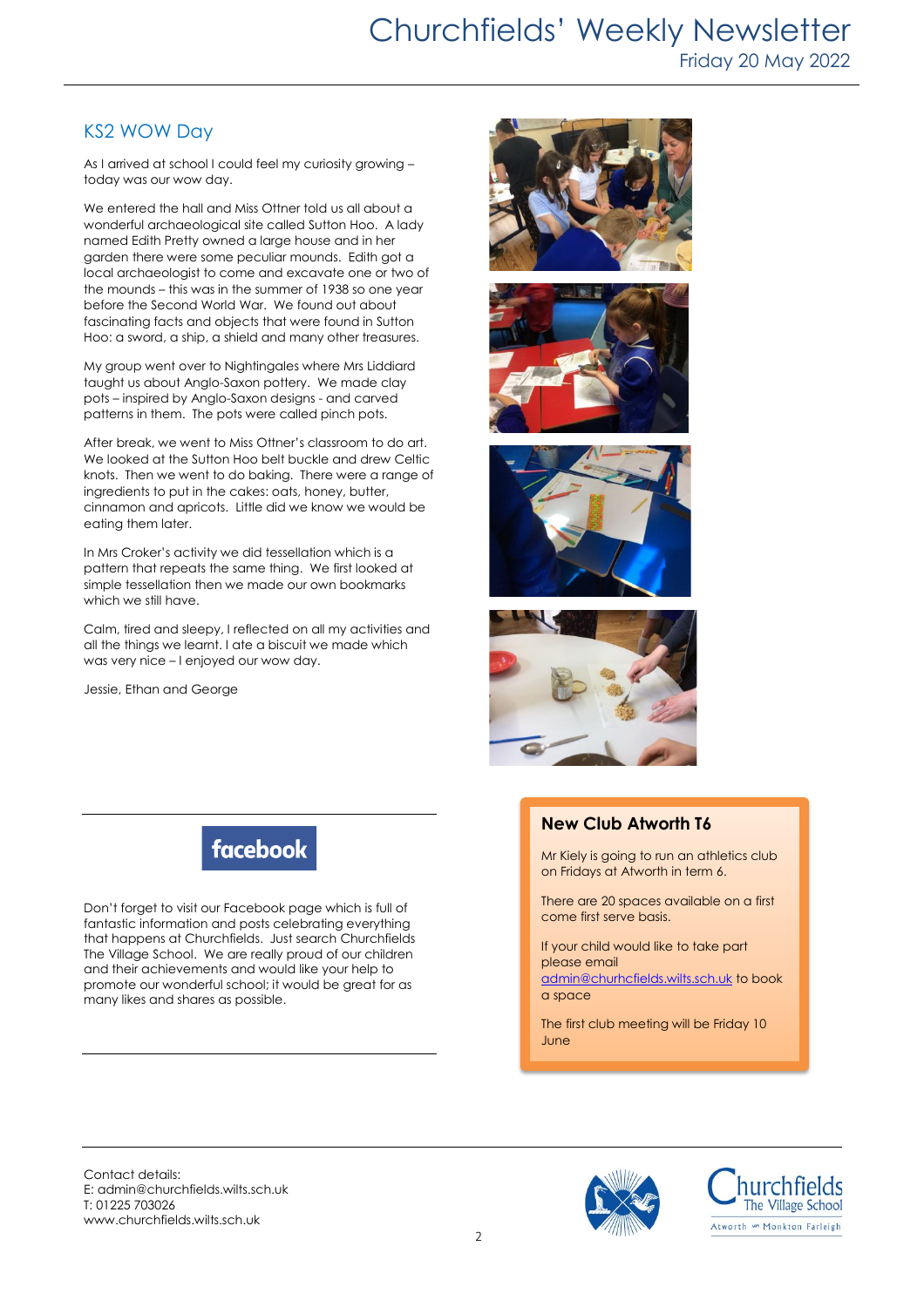## KS2 WOW Day

As I arrived at school I could feel my curiosity growing – today was our wow day.

We entered the hall and Miss Ottner told us all about a wonderful archaeological site called Sutton Hoo. A lady named Edith Pretty owned a large house and in her garden there were some peculiar mounds. Edith got a local archaeologist to come and excavate one or two of the mounds – this was in the summer of 1938 so one year before the Second World War. We found out about fascinating facts and objects that were found in Sutton Hoo: a sword, a ship, a shield and many other treasures.

My group went over to Nightingales where Mrs Liddiard taught us about Anglo-Saxon pottery. We made clay pots – inspired by Anglo-Saxon designs - and carved patterns in them. The pots were called pinch pots.

After break, we went to Miss Ottner's classroom to do art. We looked at the Sutton Hoo belt buckle and drew Celtic knots. Then we went to do baking. There were a range of ingredients to put in the cakes: oats, honey, butter, cinnamon and apricots. Little did we know we would be eating them later.

In Mrs Croker's activity we did tessellation which is a pattern that repeats the same thing. We first looked at simple tessellation then we made our own bookmarks which we still have.

Calm, tired and sleepy, I reflected on all my activities and all the things we learnt. I ate a biscuit we made which was very nice – I enjoyed our wow day.

Jessie, Ethan and George

---

**facebook**

Don't forget to visit our Facebook page which is full of fantastic information and posts celebrating everything that happens at Churchfields. Just search Churchfields The Village School. We are really proud of our children and their achievements and would like your help to promote our wonderful school; it would be great for as many likes and shares as possible.

---

### New Club Atworth T6

Mr Kiely is going to run an athletics club on Fridays at Atworth in term 6.

There are 20 spaces available on a first come first serve basis.

If your child would like to take part please email [admin@churhcfields.wilts.sch.uk](mailto:admin@churhcfields.wilts.sch.uk) to book a space

The first club meeting will be Friday 10 June

---

Contact details:
E: admin@churchfields.wilts.sch.uk
T: 01225 703026
www.churchfields.wilts.sch.uk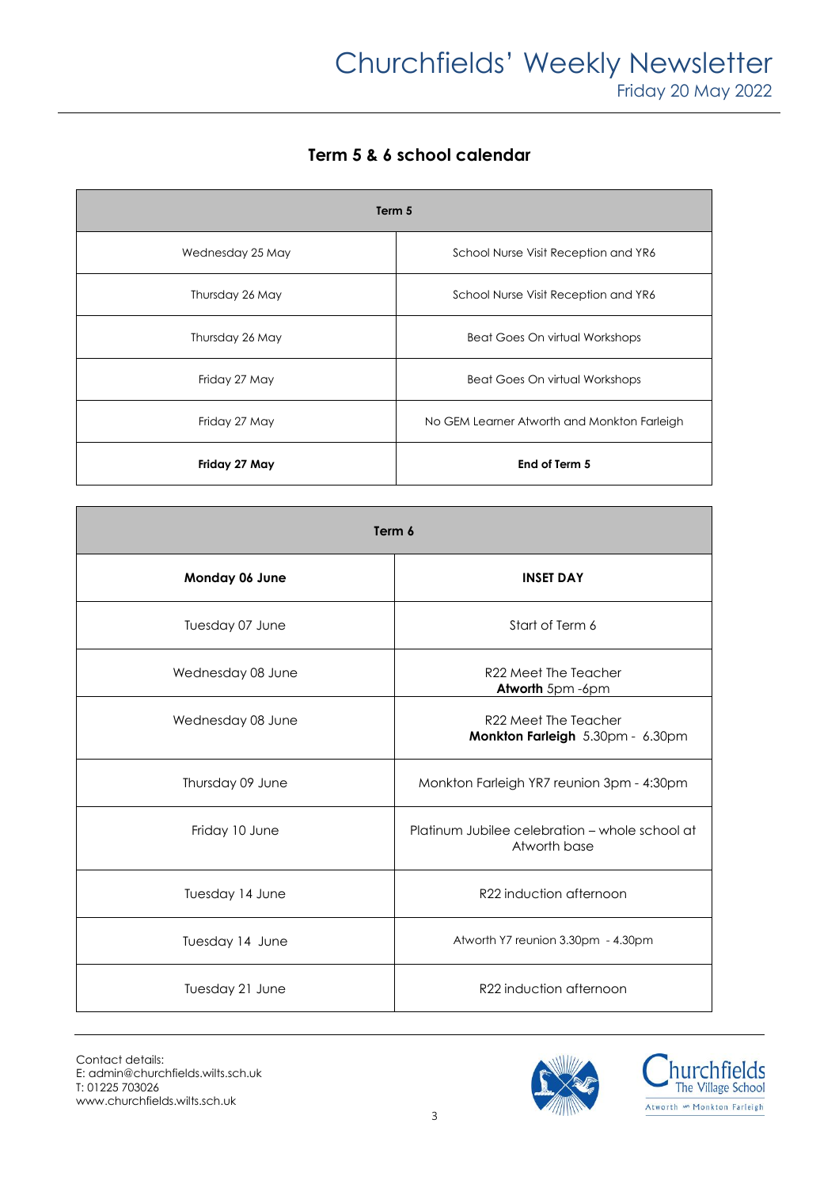## Term 5 & 6 school calendar

| Term 5 | |
|---|---|
| Wednesday 25 May | School Nurse Visit Reception and YR6 |
| Thursday 26 May | School Nurse Visit Reception and YR6 |
| Thursday 26 May | Beat Goes On virtual Workshops |
| Friday 27 May | Beat Goes On virtual Workshops |
| Friday 27 May | No GEM Learner Atworth and Monkton Farleigh |
| **Friday 27 May** | **End of Term 5** |

| Term 6 | |
|---|---|
| **Monday 06 June** | **INSET DAY** |
| Tuesday 07 June | Start of Term 6 |
| Wednesday 08 June | R22 Meet The Teacher **Atworth** 5pm -6pm |
| Wednesday 08 June | R22 Meet The Teacher **Monkton Farleigh** 5.30pm - 6.30pm |
| Thursday 09 June | Monkton Farleigh YR7 reunion 3pm - 4:30pm |
| Friday 10 June | Platinum Jubilee celebration – whole school at Atworth base |
| Tuesday 14 June | R22 induction afternoon |
| Tuesday 14 June | Atworth Y7 reunion 3.30pm - 4.30pm |
| Tuesday 21 June | R22 induction afternoon |

Contact details:
E: admin@churchfields.wilts.sch.uk
T: 01225 703026
www.churchfields.wilts.sch.uk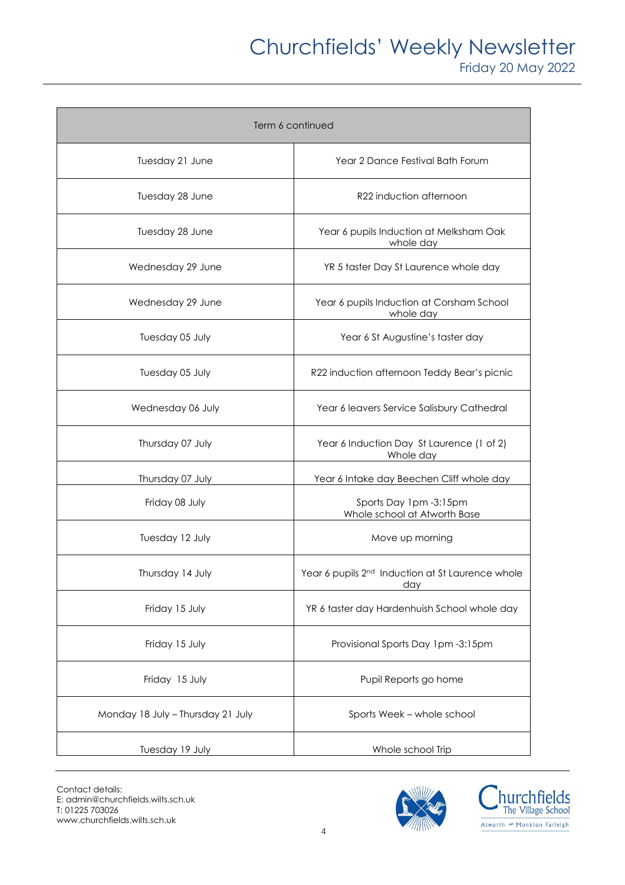| Term 6 continued | |
|---|---|
| Tuesday 21 June | Year 2 Dance Festival Bath Forum |
| Tuesday 28 June | R22 induction afternoon |
| Tuesday 28 June | Year 6 pupils Induction at Melksham Oak whole day |
| Wednesday 29 June | YR 5 taster Day St Laurence whole day |
| Wednesday 29 June | Year 6 pupils Induction at Corsham School whole day |
| Tuesday 05 July | Year 6 St Augustine's taster day |
| Tuesday 05 July | R22 induction afternoon Teddy Bear's picnic |
| Wednesday 06 July | Year 6 leavers Service Salisbury Cathedral |
| Thursday 07 July | Year 6 Induction Day St Laurence (1 of 2) Whole day |
| Thursday 07 July | Year 6 Intake day Beechen Cliff whole day |
| Friday 08 July | Sports Day 1pm -3:15pm Whole school at Atworth Base |
| Tuesday 12 July | Move up morning |
| Thursday 14 July | Year 6 pupils 2nd Induction at St Laurence whole day |
| Friday 15 July | YR 6 taster day Hardenhuish School whole day |
| Friday 15 July | Provisional Sports Day 1pm -3:15pm |
| Friday 15 July | Pupil Reports go home |
| Monday 18 July – Thursday 21 July | Sports Week – whole school |
| Tuesday 19 July | Whole school Trip |

Contact details:
E: admin@churchfields.wilts.sch.uk
T: 01225 703026
www.churchfields.wilts.sch.uk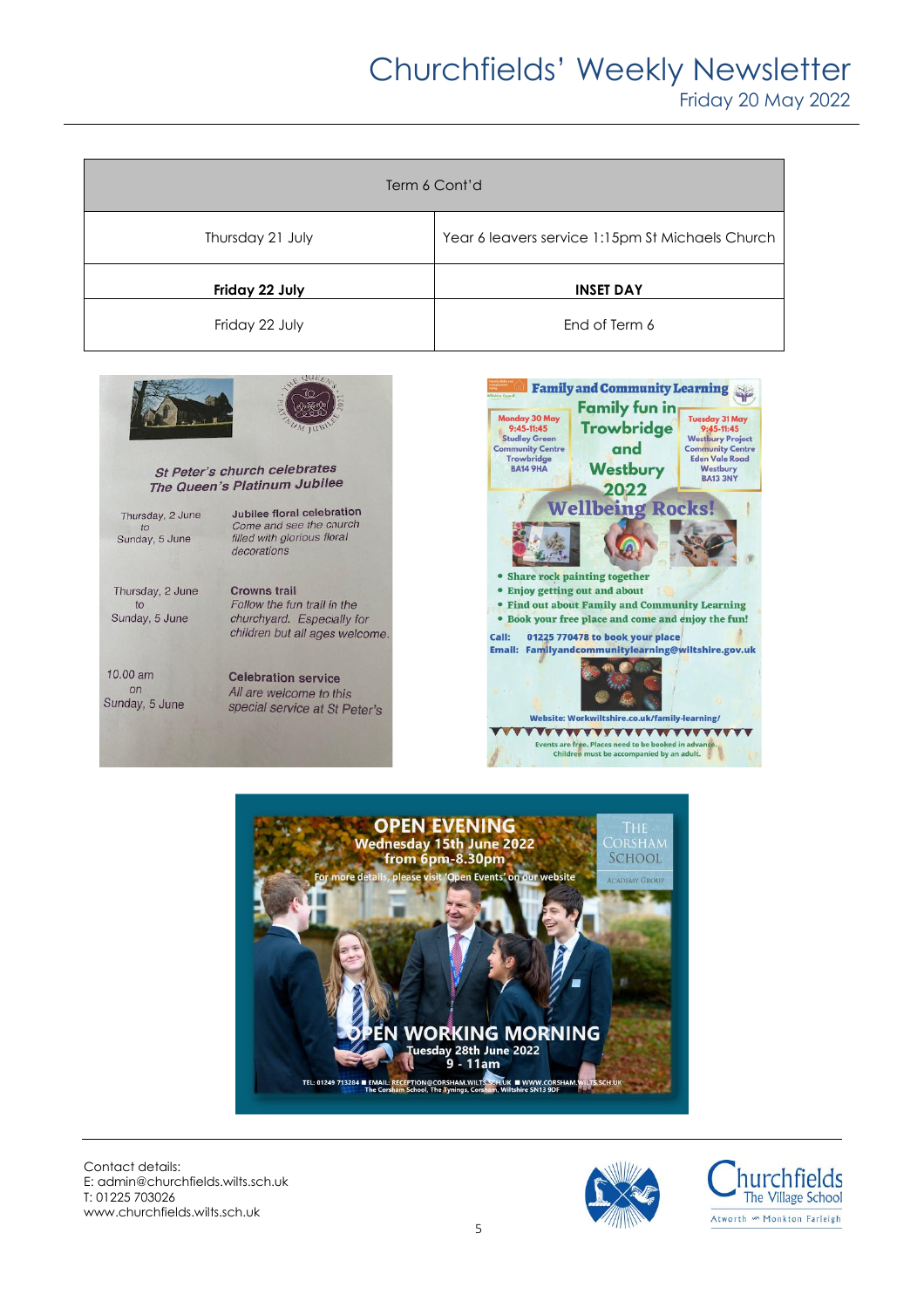| Term 6 Cont'd | |
|---|---|
| Thursday 21 July | Year 6 leavers service 1:15pm St Michaels Church |
| **Friday 22 July** | **INSET DAY** |
| Friday 22 July | End of Term 6 |

*St Peter's church celebrates The Queen's Platinum Jubilee*

| | |
|---|---|
| Thursday, 2 June to Sunday, 5 June | **Jubilee floral celebration** *Come and see the church filled with glorious floral decorations* |
| Thursday, 2 June to Sunday, 5 June | **Crowns trail** *Follow the fun trail in the churchyard. Especially for children but all ages welcome.* |
| 10.00 am on Sunday, 5 June | **Celebration service** *All are welcome to this special service at St Peter's* |

**Family and Community Learning**

**Family fun in Trowbridge and Westbury 2022**

**Wellbeing Rocks!**

Monday 30 May 9:45-11:45 Studley Green Community Centre Trowbridge BA14 9HA

Tuesday 31 May 9:45-11:45 Westbury Project Community Centre Eden Vale Road Westbury BA13 3NY

- Share rock painting together
- Enjoy getting out and about
- Find out about Family and Community Learning
- Book your free place and come and enjoy the fun!

Call: 01225 770478 to book your place
Email: Familyandcommunitylearning@wiltshire.gov.uk

Website: Workwiltshire.co.uk/family-learning/

Events are free. Places need to be booked in advance. Children must be accompanied by an adult.

**OPEN EVENING**
**Wednesday 15th June 2022 from 6pm-8.30pm**
For more details, please visit 'Open Events' on our website

The Corsham School
Academy Group

**OPEN WORKING MORNING**
**Tuesday 28th June 2022 9 - 11am**

TEL: 01249 713284 ■ EMAIL: RECEPTION@CORSHAM.WILTS.SCH.UK ■ WWW.CORSHAM.WILTS.SCH.UK
The Corsham School, The Tynings, Corsham, Wiltshire SN13 9DF

Contact details:
E: admin@churchfields.wilts.sch.uk
T: 01225 703026
www.churchfields.wilts.sch.uk